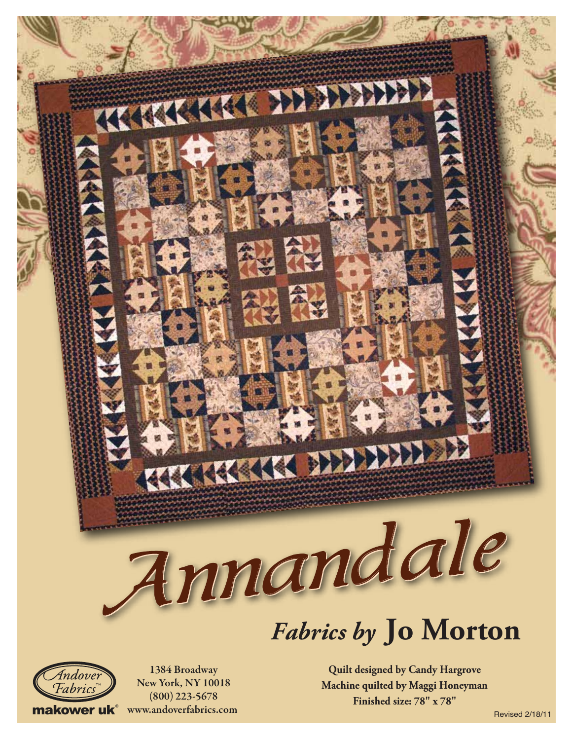# Annandale

## *Fabrics by* Jo Morton

Andover Fabrics™

makower uk®

1384 Broadway
New York, NY 10018
(800) 223-5678
www.andoverfabrics.com

**Quilt designed by Candy Hargrove**
**Machine quilted by Maggi Honeyman**
**Finished size: 78" x 78"**

Revised 2/18/11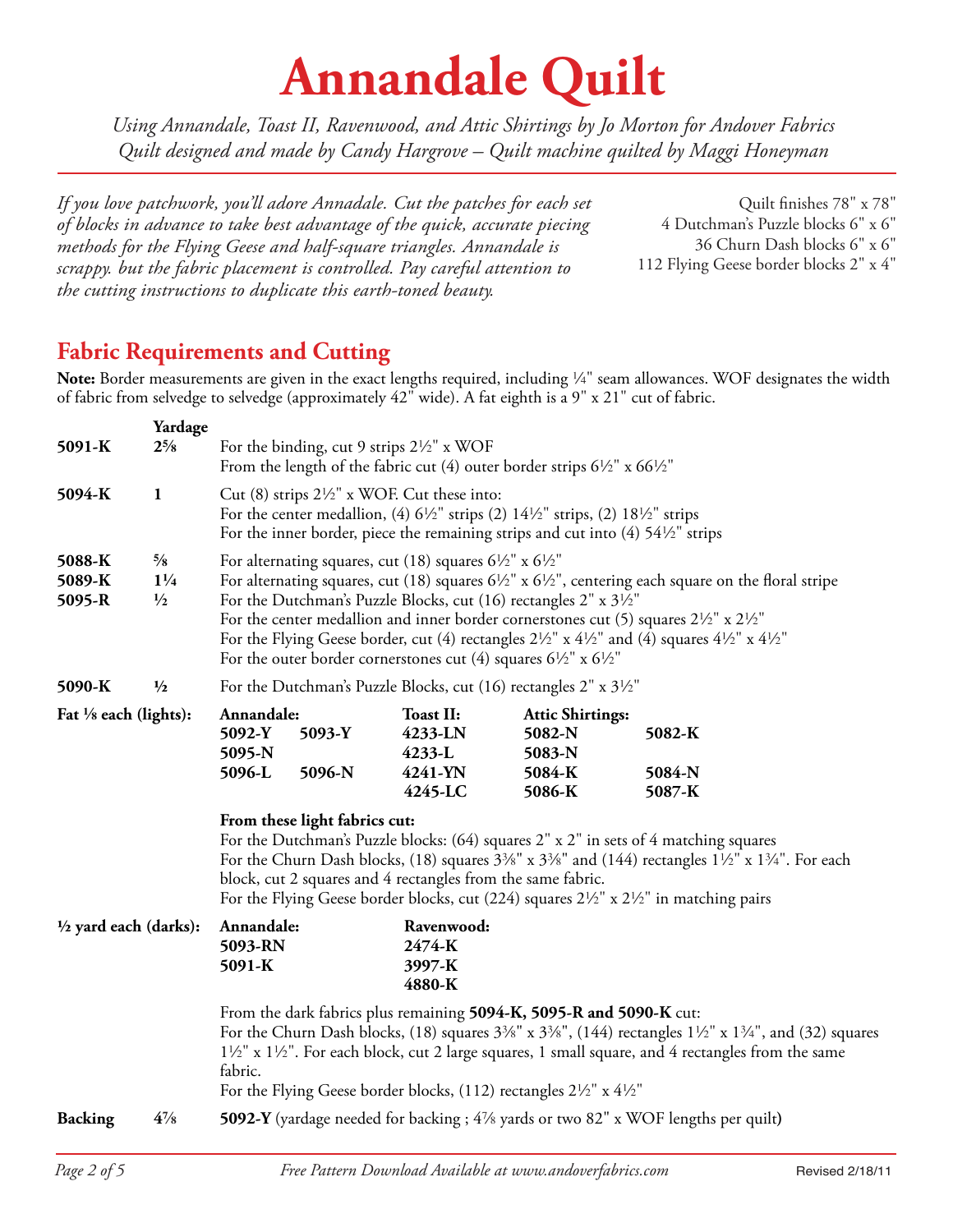# Annandale Quilt

*Using Annandale, Toast II, Ravenwood, and Attic Shirtings by Jo Morton for Andover Fabrics*
*Quilt designed and made by Candy Hargrove – Quilt machine quilted by Maggi Honeyman*

*If you love patchwork, you'll adore Annadale. Cut the patches for each set of blocks in advance to take best advantage of the quick, accurate piecing methods for the Flying Geese and half-square triangles. Annandale is scrappy. but the fabric placement is controlled. Pay careful attention to the cutting instructions to duplicate this earth-toned beauty.*

Quilt finishes 78" x 78"
4 Dutchman's Puzzle blocks 6" x 6"
36 Churn Dash blocks 6" x 6"
112 Flying Geese border blocks 2" x 4"

## Fabric Requirements and Cutting

**Note:** Border measurements are given in the exact lengths required, including ¼" seam allowances. WOF designates the width of fabric from selvedge to selvedge (approximately 42" wide). A fat eighth is a 9" x 21" cut of fabric.

| | Yardage | |
|---|---|---|
| **5091-K** | **2⅝** | For the binding, cut 9 strips 2½" x WOF<br>From the length of the fabric cut (4) outer border strips 6½" x 66½" |
| **5094-K** | **1** | Cut (8) strips 2½" x WOF. Cut these into:<br>For the center medallion, (4) 6½" strips (2) 14½" strips, (2) 18½" strips<br>For the inner border, piece the remaining strips and cut into (4) 54½" strips |
| **5088-K** | **⅝** | For alternating squares, cut (18) squares 6½" x 6½" |
| **5089-K** | **1¼** | For alternating squares, cut (18) squares 6½" x 6½", centering each square on the floral stripe |
| **5095-R** | **½** | For the Dutchman's Puzzle Blocks, cut (16) rectangles 2" x 3½"<br>For the center medallion and inner border cornerstones cut (5) squares 2½" x 2½"<br>For the Flying Geese border, cut (4) rectangles 2½" x 4½" and (4) squares 4½" x 4½"<br>For the outer border cornerstones cut (4) squares 6½" x 6½" |
| **5090-K** | **½** | For the Dutchman's Puzzle Blocks, cut (16) rectangles 2" x 3½" |

**Fat ⅛ each (lights):**

| Annandale: | | Toast II: | Attic Shirtings: | |
|---|---|---|---|---|
| **5092-Y** | **5093-Y** | **4233-LN** | **5082-N** | **5082-K** |
| **5095-N** | | **4233-L** | **5083-N** | |
| **5096-L** | **5096-N** | **4241-YN** | **5084-K** | **5084-N** |
| | | **4245-LC** | **5086-K** | **5087-K** |

**From these light fabrics cut:**
For the Dutchman's Puzzle blocks: (64) squares 2" x 2" in sets of 4 matching squares
For the Churn Dash blocks, (18) squares 3⅜" x 3⅜" and (144) rectangles 1½" x 1¾". For each block, cut 2 squares and 4 rectangles from the same fabric.
For the Flying Geese border blocks, cut (224) squares 2½" x 2½" in matching pairs

**½ yard each (darks):**

| Annandale: | Ravenwood: |
|---|---|
| **5093-RN** | **2474-K** |
| **5091-K** | **3997-K** |
| | **4880-K** |

From the dark fabrics plus remaining **5094-K, 5095-R and 5090-K** cut:
For the Churn Dash blocks, (18) squares 3⅜" x 3⅜", (144) rectangles 1½" x 1¾", and (32) squares 1½" x 1½". For each block, cut 2 large squares, 1 small square, and 4 rectangles from the same fabric.
For the Flying Geese border blocks, (112) rectangles 2½" x 4½"

**Backing** **4⅞** **5092-Y** (yardage needed for backing ; 4⅞ yards or two 82" x WOF lengths per quilt)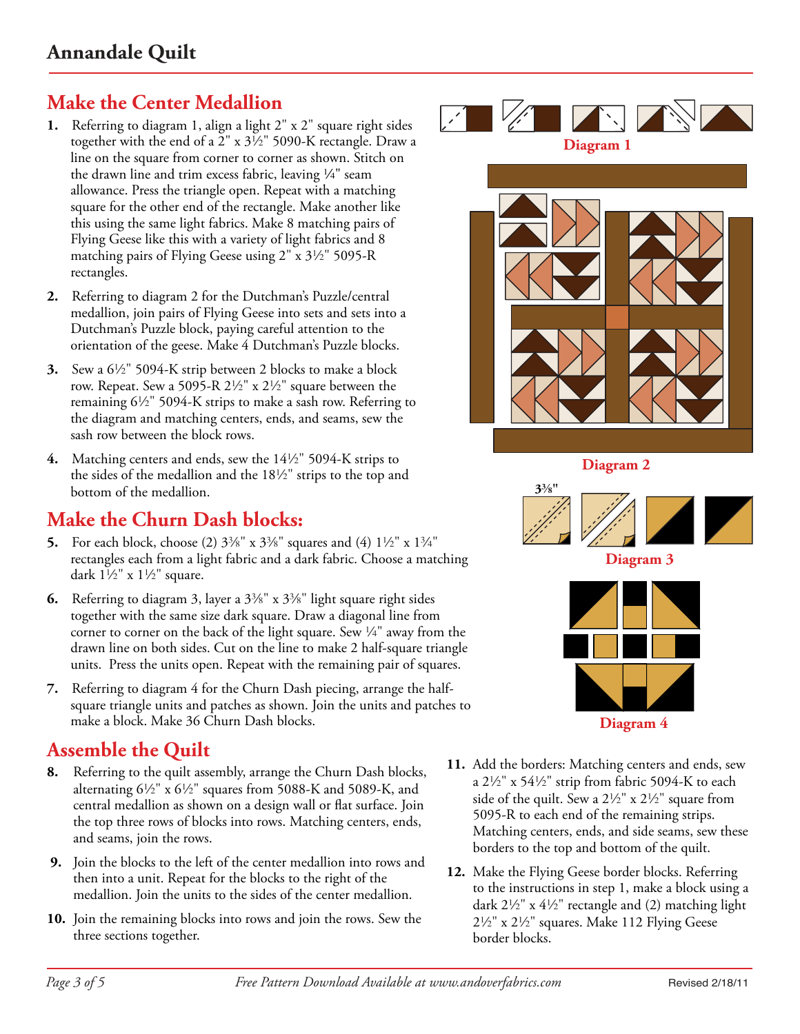# Annandale Quilt

## Make the Center Medallion

1. Referring to diagram 1, align a light 2" x 2" square right sides together with the end of a 2" x 3½" 5090-K rectangle. Draw a line on the square from corner to corner as shown. Stitch on the drawn line and trim excess fabric, leaving ¼" seam allowance. Press the triangle open. Repeat with a matching square for the other end of the rectangle. Make another like this using the same light fabrics. Make 8 matching pairs of Flying Geese like this with a variety of light fabrics and 8 matching pairs of Flying Geese using 2" x 3½" 5095-R rectangles.

2. Referring to diagram 2 for the Dutchman's Puzzle/central medallion, join pairs of Flying Geese into sets and sets into a Dutchman's Puzzle block, paying careful attention to the orientation of the geese. Make 4 Dutchman's Puzzle blocks.

3. Sew a 6½" 5094-K strip between 2 blocks to make a block row. Repeat. Sew a 5095-R 2½" x 2½" square between the remaining 6½" 5094-K strips to make a sash row. Referring to the diagram and matching centers, ends, and seams, sew the sash row between the block rows.

4. Matching centers and ends, sew the 14½" 5094-K strips to the sides of the medallion and the 18½" strips to the top and bottom of the medallion.

Diagram 1

Diagram 2

## Make the Churn Dash blocks:

5. For each block, choose (2) 3⅞" x 3⅞" squares and (4) 1½" x 1¾" rectangles each from a light fabric and a dark fabric. Choose a matching dark 1½" x 1½" square.

6. Referring to diagram 3, layer a 3⅞" x 3⅞" light square right sides together with the same size dark square. Draw a diagonal line from corner to corner on the back of the light square. Sew ¼" away from the drawn line on both sides. Cut on the line to make 2 half-square triangle units. Press the units open. Repeat with the remaining pair of squares.

7. Referring to diagram 4 for the Churn Dash piecing, arrange the half-square triangle units and patches as shown. Join the units and patches to make a block. Make 36 Churn Dash blocks.

3⅜"

Diagram 3

Diagram 4

## Assemble the Quilt

8. Referring to the quilt assembly, arrange the Churn Dash blocks, alternating 6½" x 6½" squares from 5088-K and 5089-K, and central medallion as shown on a design wall or flat surface. Join the top three rows of blocks into rows. Matching centers, ends, and seams, join the rows.

9. Join the blocks to the left of the center medallion into rows and then into a unit. Repeat for the blocks to the right of the medallion. Join the units to the sides of the center medallion.

10. Join the remaining blocks into rows and join the rows. Sew the three sections together.

11. Add the borders: Matching centers and ends, sew a 2½" x 54½" strip from fabric 5094-K to each side of the quilt. Sew a 2½" x 2½" square from 5095-R to each end of the remaining strips. Matching centers, ends, and side seams, sew these borders to the top and bottom of the quilt.

12. Make the Flying Geese border blocks. Referring to the instructions in step 1, make a block using a dark 2½" x 4½" rectangle and (2) matching light 2½" x 2½" squares. Make 112 Flying Geese border blocks.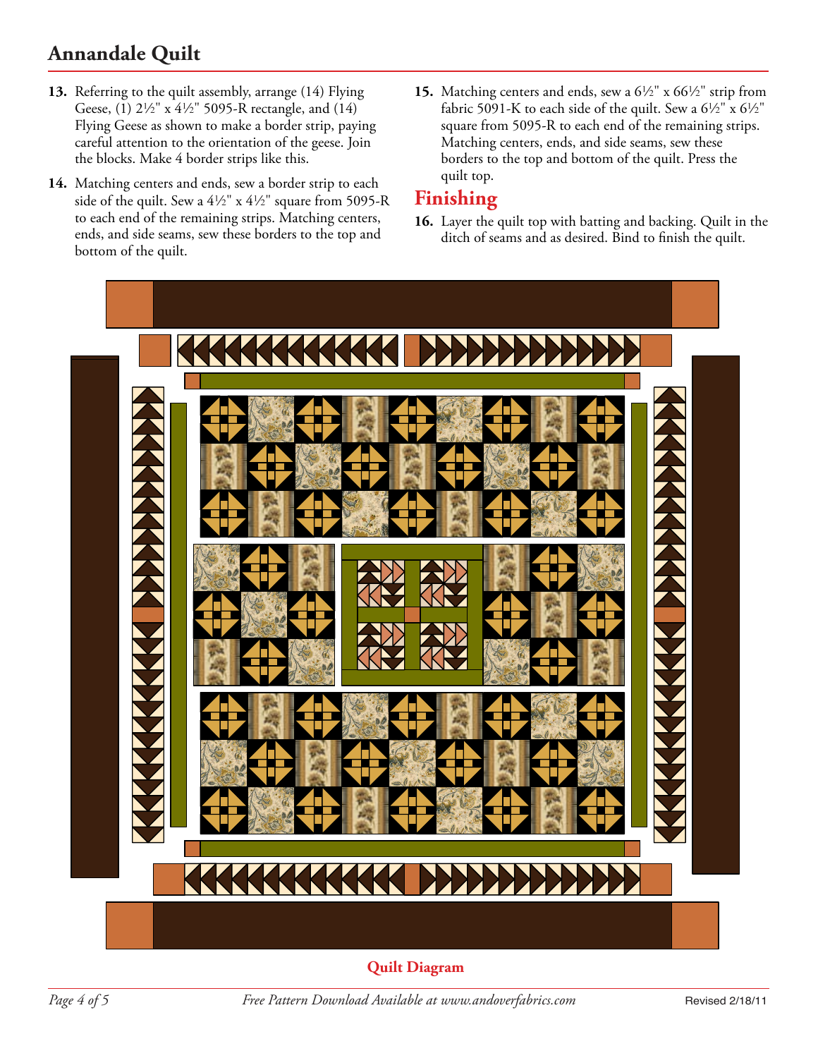# Annandale Quilt

13. Referring to the quilt assembly, arrange (14) Flying Geese, (1) 2½" x 4½" 5095-R rectangle, and (14) Flying Geese as shown to make a border strip, paying careful attention to the orientation of the geese. Join the blocks. Make 4 border strips like this.

14. Matching centers and ends, sew a border strip to each side of the quilt. Sew a 4½" x 4½" square from 5095-R to each end of the remaining strips. Matching centers, ends, and side seams, sew these borders to the top and bottom of the quilt.

15. Matching centers and ends, sew a 6½" x 66½" strip from fabric 5091-K to each side of the quilt. Sew a 6½" x 6½" square from 5095-R to each end of the remaining strips. Matching centers, ends, and side seams, sew these borders to the top and bottom of the quilt. Press the quilt top.

## Finishing

16. Layer the quilt top with batting and backing. Quilt in the ditch of seams and as desired. Bind to finish the quilt.

Quilt Diagram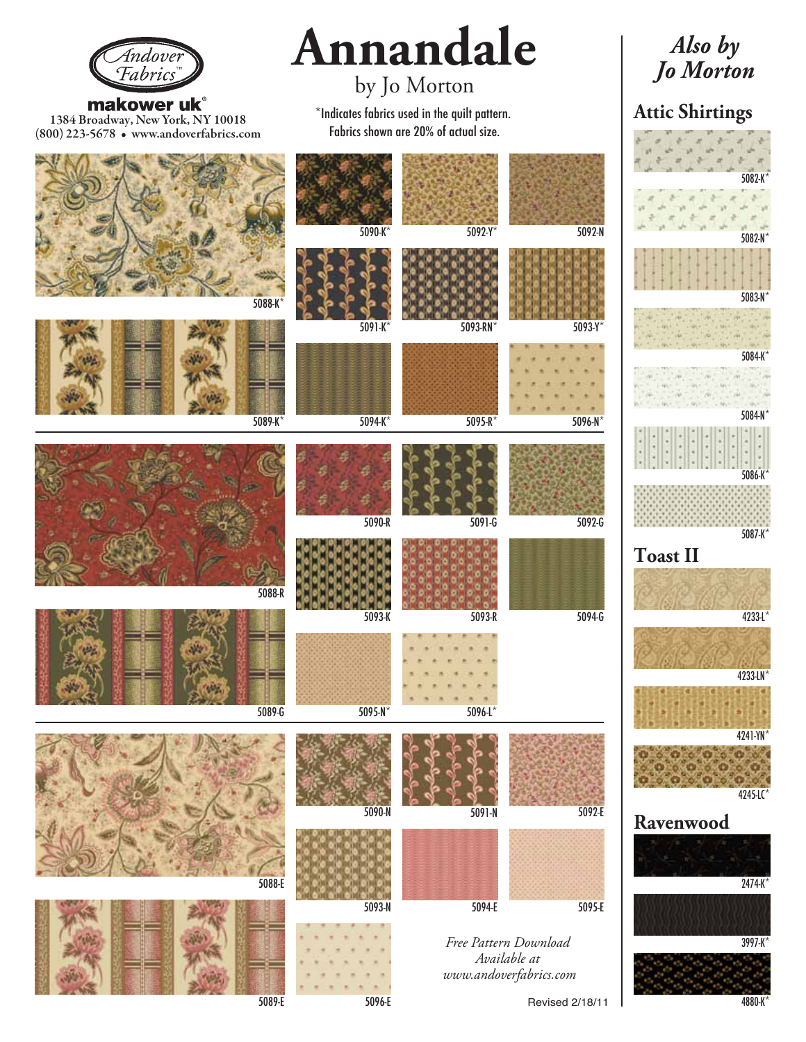Andover Fabrics™

**makower uk**®

1384 Broadway, New York, NY 10018
(800) 223-5678 • www.andoverfabrics.com

# Annandale

by Jo Morton

*Indicates fabrics used in the quilt pattern.
Fabrics shown are 20% of actual size.

5088-K*

5090-K*

5092-Y*

5092-N

5091-K*

5093-RN*

5093-Y*

5089-K*

5094-K*

5095-R*

5096-N*

5088-R

5090-R

5091-G

5092-G

5093-K

5093-R

5094-G

5089-G

5095-N*

5096-L*

5088-E

5090-N

5091-N

5092-E

5093-N

5094-E

5095-E

5089-E

5096-E

*Free Pattern Download Available at www.andoverfabrics.com*

Revised 2/18/11

## *Also by Jo Morton*

### Attic Shirtings

5082-K*

5082-N*

5083-N*

5084-K*

5084-N*

5086-K*

5087-K*

### Toast II

4233-L*

4233-LN*

4241-YN*

4245-LC*

### Ravenwood

2474-K*

3997-K*

4880-K*